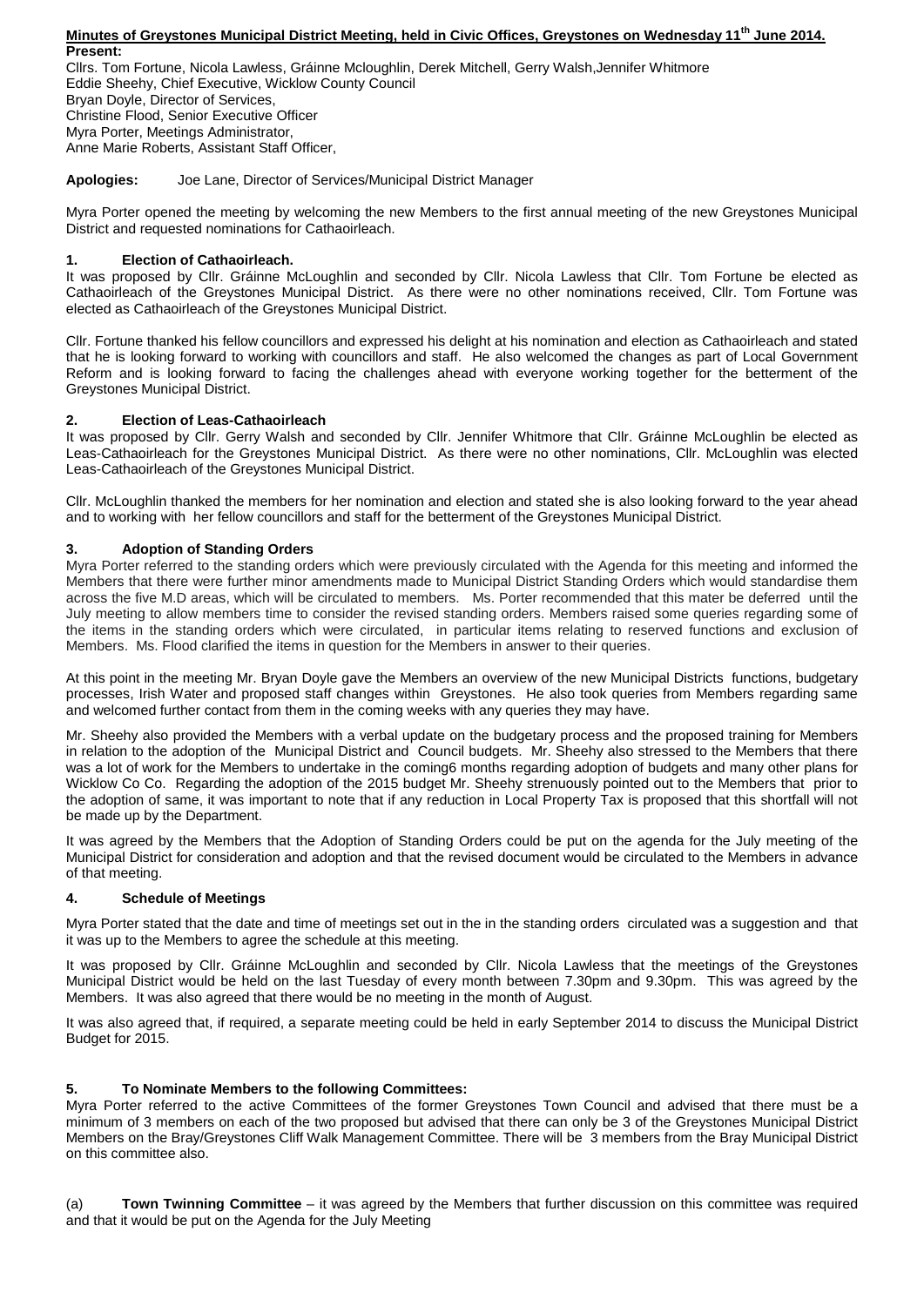**Minutes of Greystones Municipal District Meeting, held in Civic Offices, Greystones on Wednesday 11th June 2014.**

**Present:**

Cllrs. Tom Fortune, Nicola Lawless, Gráinne Mcloughlin, Derek Mitchell, Gerry Walsh,Jennifer Whitmore
Eddie Sheehy, Chief Executive, Wicklow County Council
Bryan Doyle, Director of Services,
Christine Flood, Senior Executive Officer
Myra Porter, Meetings Administrator,
Anne Marie Roberts, Assistant Staff Officer,

**Apologies:** Joe Lane, Director of Services/Municipal District Manager

Myra Porter opened the meeting by welcoming the new Members to the first annual meeting of the new Greystones Municipal District and requested nominations for Cathaoirleach.

**1. Election of Cathaoirleach.**

It was proposed by Cllr. Gráinne McLoughlin and seconded by Cllr. Nicola Lawless that Cllr. Tom Fortune be elected as Cathaoirleach of the Greystones Municipal District. As there were no other nominations received, Cllr. Tom Fortune was elected as Cathaoirleach of the Greystones Municipal District.

Cllr. Fortune thanked his fellow councillors and expressed his delight at his nomination and election as Cathaoirleach and stated that he is looking forward to working with councillors and staff. He also welcomed the changes as part of Local Government Reform and is looking forward to facing the challenges ahead with everyone working together for the betterment of the Greystones Municipal District.

**2. Election of Leas-Cathaoirleach**

It was proposed by Cllr. Gerry Walsh and seconded by Cllr. Jennifer Whitmore that Cllr. Gráinne McLoughlin be elected as Leas-Cathaoirleach for the Greystones Municipal District. As there were no other nominations, Cllr. McLoughlin was elected Leas-Cathaoirleach of the Greystones Municipal District.

Cllr. McLoughlin thanked the members for her nomination and election and stated she is also looking forward to the year ahead and to working with her fellow councillors and staff for the betterment of the Greystones Municipal District.

**3. Adoption of Standing Orders**

Myra Porter referred to the standing orders which were previously circulated with the Agenda for this meeting and informed the Members that there were further minor amendments made to Municipal District Standing Orders which would standardise them across the five M.D areas, which will be circulated to members. Ms. Porter recommended that this mater be deferred until the July meeting to allow members time to consider the revised standing orders. Members raised some queries regarding some of the items in the standing orders which were circulated, in particular items relating to reserved functions and exclusion of Members. Ms. Flood clarified the items in question for the Members in answer to their queries.

At this point in the meeting Mr. Bryan Doyle gave the Members an overview of the new Municipal Districts functions, budgetary processes, Irish Water and proposed staff changes within Greystones. He also took queries from Members regarding same and welcomed further contact from them in the coming weeks with any queries they may have.

Mr. Sheehy also provided the Members with a verbal update on the budgetary process and the proposed training for Members in relation to the adoption of the Municipal District and Council budgets. Mr. Sheehy also stressed to the Members that there was a lot of work for the Members to undertake in the coming6 months regarding adoption of budgets and many other plans for Wicklow Co Co. Regarding the adoption of the 2015 budget Mr. Sheehy strenuously pointed out to the Members that prior to the adoption of same, it was important to note that if any reduction in Local Property Tax is proposed that this shortfall will not be made up by the Department.

It was agreed by the Members that the Adoption of Standing Orders could be put on the agenda for the July meeting of the Municipal District for consideration and adoption and that the revised document would be circulated to the Members in advance of that meeting.

**4. Schedule of Meetings**

Myra Porter stated that the date and time of meetings set out in the in the standing orders circulated was a suggestion and that it was up to the Members to agree the schedule at this meeting.

It was proposed by Cllr. Gráinne McLoughlin and seconded by Cllr. Nicola Lawless that the meetings of the Greystones Municipal District would be held on the last Tuesday of every month between 7.30pm and 9.30pm. This was agreed by the Members. It was also agreed that there would be no meeting in the month of August.

It was also agreed that, if required, a separate meeting could be held in early September 2014 to discuss the Municipal District Budget for 2015.

**5. To Nominate Members to the following Committees:**

Myra Porter referred to the active Committees of the former Greystones Town Council and advised that there must be a minimum of 3 members on each of the two proposed but advised that there can only be 3 of the Greystones Municipal District Members on the Bray/Greystones Cliff Walk Management Committee. There will be 3 members from the Bray Municipal District on this committee also.

(a) **Town Twinning Committee** – it was agreed by the Members that further discussion on this committee was required and that it would be put on the Agenda for the July Meeting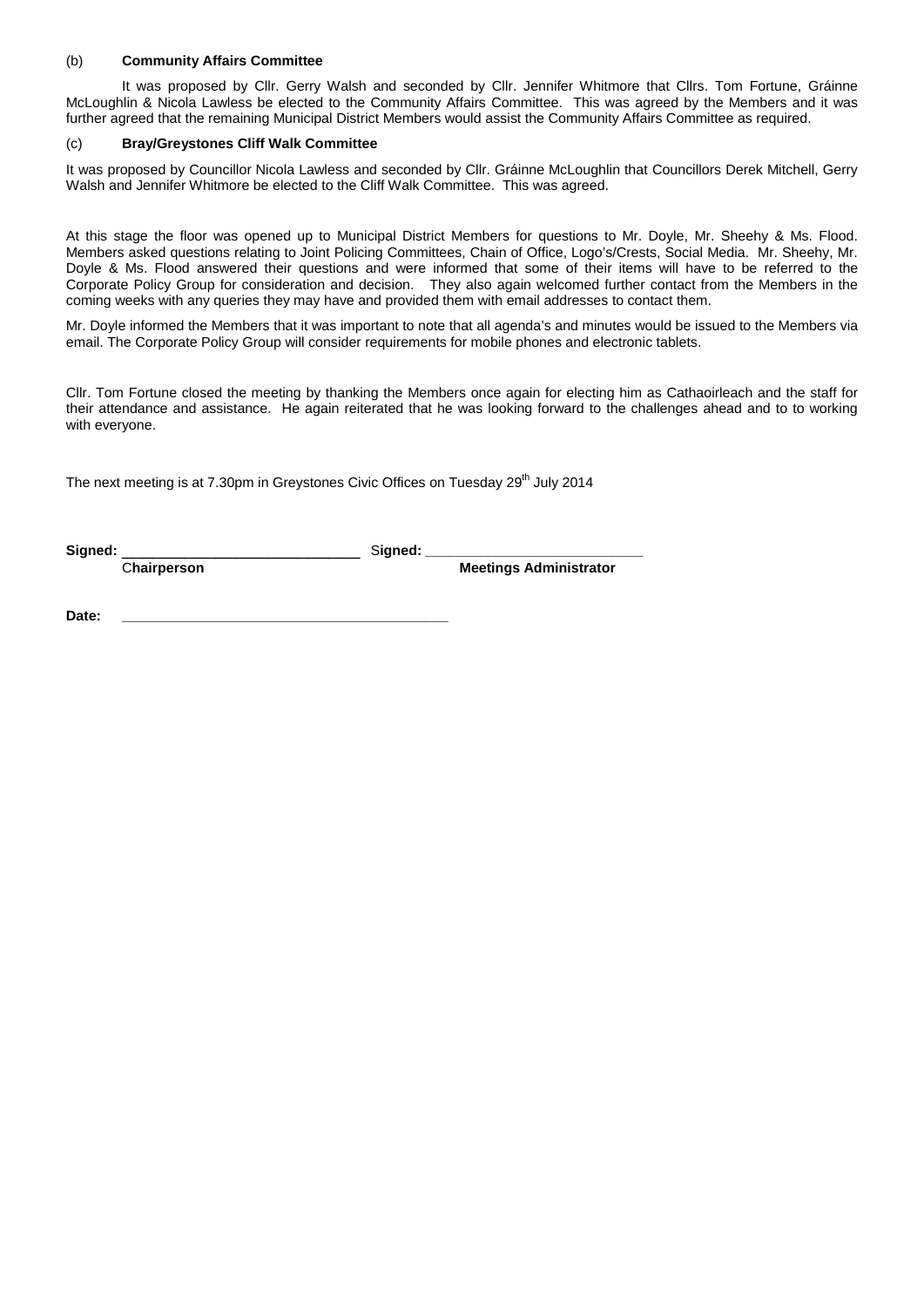(b) **Community Affairs Committee**

It was proposed by Cllr. Gerry Walsh and seconded by Cllr. Jennifer Whitmore that Cllrs. Tom Fortune, Gráinne McLoughlin & Nicola Lawless be elected to the Community Affairs Committee. This was agreed by the Members and it was further agreed that the remaining Municipal District Members would assist the Community Affairs Committee as required.

(c) **Bray/Greystones Cliff Walk Committee**

It was proposed by Councillor Nicola Lawless and seconded by Cllr. Gráinne McLoughlin that Councillors Derek Mitchell, Gerry Walsh and Jennifer Whitmore be elected to the Cliff Walk Committee. This was agreed.

At this stage the floor was opened up to Municipal District Members for questions to Mr. Doyle, Mr. Sheehy & Ms. Flood. Members asked questions relating to Joint Policing Committees, Chain of Office, Logo's/Crests, Social Media. Mr. Sheehy, Mr. Doyle & Ms. Flood answered their questions and were informed that some of their items will have to be referred to the Corporate Policy Group for consideration and decision. They also again welcomed further contact from the Members in the coming weeks with any queries they may have and provided them with email addresses to contact them.

Mr. Doyle informed the Members that it was important to note that all agenda's and minutes would be issued to the Members via email. The Corporate Policy Group will consider requirements for mobile phones and electronic tablets.

Cllr. Tom Fortune closed the meeting by thanking the Members once again for electing him as Cathaoirleach and the staff for their attendance and assistance. He again reiterated that he was looking forward to the challenges ahead and to to working with everyone.

The next meeting is at 7.30pm in Greystones Civic Offices on Tuesday 29th July 2014

**Signed:** ______________________________ **Signed:** ____________________________

**Chairperson** **Meetings Administrator**

**Date:** ____________________________________________